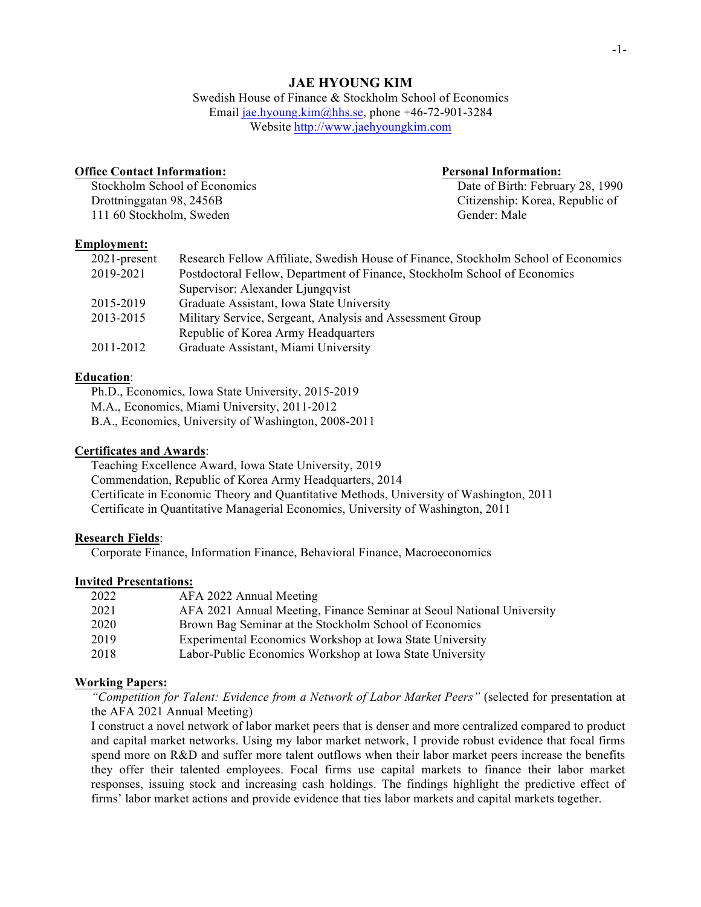# JAE HYOUNG KIM

Swedish House of Finance & Stockholm School of Economics
Email jae.hyoung.kim@hhs.se, phone +46-72-901-3284
Website http://www.jaehyoungkim.com

**Office Contact Information:**
Stockholm School of Economics
Drottninggatan 98, 2456B
111 60 Stockholm, Sweden

**Personal Information:**
Date of Birth: February 28, 1990
Citizenship: Korea, Republic of
Gender: Male

**Employment:**

| | |
|---|---|
| 2021-present | Research Fellow Affiliate, Swedish House of Finance, Stockholm School of Economics |
| 2019-2021 | Postdoctoral Fellow, Department of Finance, Stockholm School of Economics<br>Supervisor: Alexander Ljungqvist |
| 2015-2019 | Graduate Assistant, Iowa State University |
| 2013-2015 | Military Service, Sergeant, Analysis and Assessment Group<br>Republic of Korea Army Headquarters |
| 2011-2012 | Graduate Assistant, Miami University |

**Education**:

Ph.D., Economics, Iowa State University, 2015-2019
M.A., Economics, Miami University, 2011-2012
B.A., Economics, University of Washington, 2008-2011

**Certificates and Awards**:

Teaching Excellence Award, Iowa State University, 2019
Commendation, Republic of Korea Army Headquarters, 2014
Certificate in Economic Theory and Quantitative Methods, University of Washington, 2011
Certificate in Quantitative Managerial Economics, University of Washington, 2011

**Research Fields**:

Corporate Finance, Information Finance, Behavioral Finance, Macroeconomics

**Invited Presentations:**

| | |
|---|---|
| 2022 | AFA 2022 Annual Meeting |
| 2021 | AFA 2021 Annual Meeting, Finance Seminar at Seoul National University |
| 2020 | Brown Bag Seminar at the Stockholm School of Economics |
| 2019 | Experimental Economics Workshop at Iowa State University |
| 2018 | Labor-Public Economics Workshop at Iowa State University |

**Working Papers:**

*"Competition for Talent: Evidence from a Network of Labor Market Peers"* (selected for presentation at the AFA 2021 Annual Meeting)

I construct a novel network of labor market peers that is denser and more centralized compared to product and capital market networks. Using my labor market network, I provide robust evidence that focal firms spend more on R&D and suffer more talent outflows when their labor market peers increase the benefits they offer their talented employees. Focal firms use capital markets to finance their labor market responses, issuing stock and increasing cash holdings. The findings highlight the predictive effect of firms' labor market actions and provide evidence that ties labor markets and capital markets together.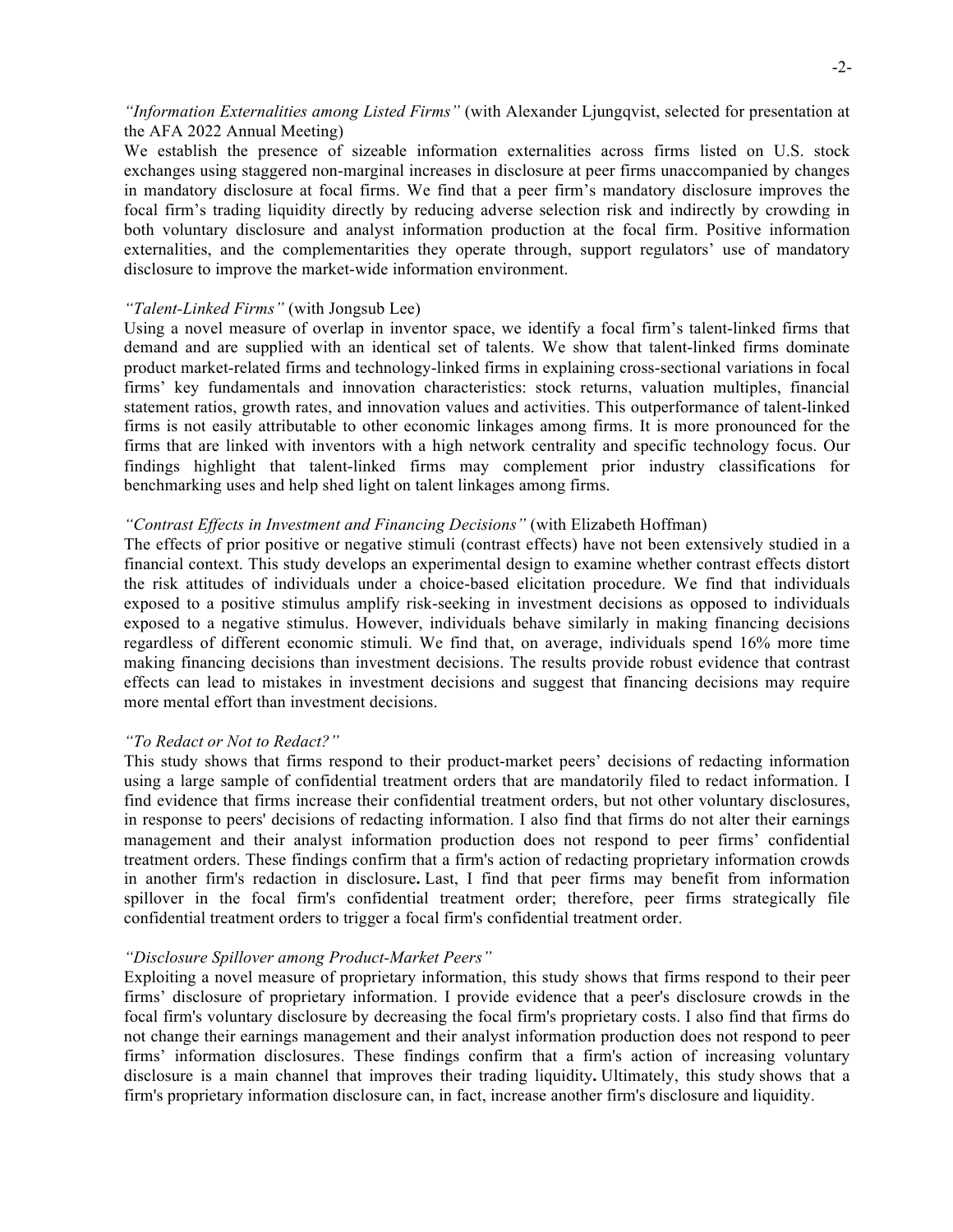*"Information Externalities among Listed Firms"* (with Alexander Ljungqvist, selected for presentation at the AFA 2022 Annual Meeting)

We establish the presence of sizeable information externalities across firms listed on U.S. stock exchanges using staggered non-marginal increases in disclosure at peer firms unaccompanied by changes in mandatory disclosure at focal firms. We find that a peer firm's mandatory disclosure improves the focal firm's trading liquidity directly by reducing adverse selection risk and indirectly by crowding in both voluntary disclosure and analyst information production at the focal firm. Positive information externalities, and the complementarities they operate through, support regulators' use of mandatory disclosure to improve the market-wide information environment.

*"Talent-Linked Firms"* (with Jongsub Lee)

Using a novel measure of overlap in inventor space, we identify a focal firm's talent-linked firms that demand and are supplied with an identical set of talents. We show that talent-linked firms dominate product market-related firms and technology-linked firms in explaining cross-sectional variations in focal firms' key fundamentals and innovation characteristics: stock returns, valuation multiples, financial statement ratios, growth rates, and innovation values and activities. This outperformance of talent-linked firms is not easily attributable to other economic linkages among firms. It is more pronounced for the firms that are linked with inventors with a high network centrality and specific technology focus. Our findings highlight that talent-linked firms may complement prior industry classifications for benchmarking uses and help shed light on talent linkages among firms.

*"Contrast Effects in Investment and Financing Decisions"* (with Elizabeth Hoffman)

The effects of prior positive or negative stimuli (contrast effects) have not been extensively studied in a financial context. This study develops an experimental design to examine whether contrast effects distort the risk attitudes of individuals under a choice-based elicitation procedure. We find that individuals exposed to a positive stimulus amplify risk-seeking in investment decisions as opposed to individuals exposed to a negative stimulus. However, individuals behave similarly in making financing decisions regardless of different economic stimuli. We find that, on average, individuals spend 16% more time making financing decisions than investment decisions. The results provide robust evidence that contrast effects can lead to mistakes in investment decisions and suggest that financing decisions may require more mental effort than investment decisions.

*"To Redact or Not to Redact?"*

This study shows that firms respond to their product-market peers' decisions of redacting information using a large sample of confidential treatment orders that are mandatorily filed to redact information. I find evidence that firms increase their confidential treatment orders, but not other voluntary disclosures, in response to peers' decisions of redacting information. I also find that firms do not alter their earnings management and their analyst information production does not respond to peer firms' confidential treatment orders. These findings confirm that a firm's action of redacting proprietary information crowds in another firm's redaction in disclosure**.** Last, I find that peer firms may benefit from information spillover in the focal firm's confidential treatment order; therefore, peer firms strategically file confidential treatment orders to trigger a focal firm's confidential treatment order.

*"Disclosure Spillover among Product-Market Peers"*

Exploiting a novel measure of proprietary information, this study shows that firms respond to their peer firms' disclosure of proprietary information. I provide evidence that a peer's disclosure crowds in the focal firm's voluntary disclosure by decreasing the focal firm's proprietary costs. I also find that firms do not change their earnings management and their analyst information production does not respond to peer firms' information disclosures. These findings confirm that a firm's action of increasing voluntary disclosure is a main channel that improves their trading liquidity**.** Ultimately, this study shows that a firm's proprietary information disclosure can, in fact, increase another firm's disclosure and liquidity.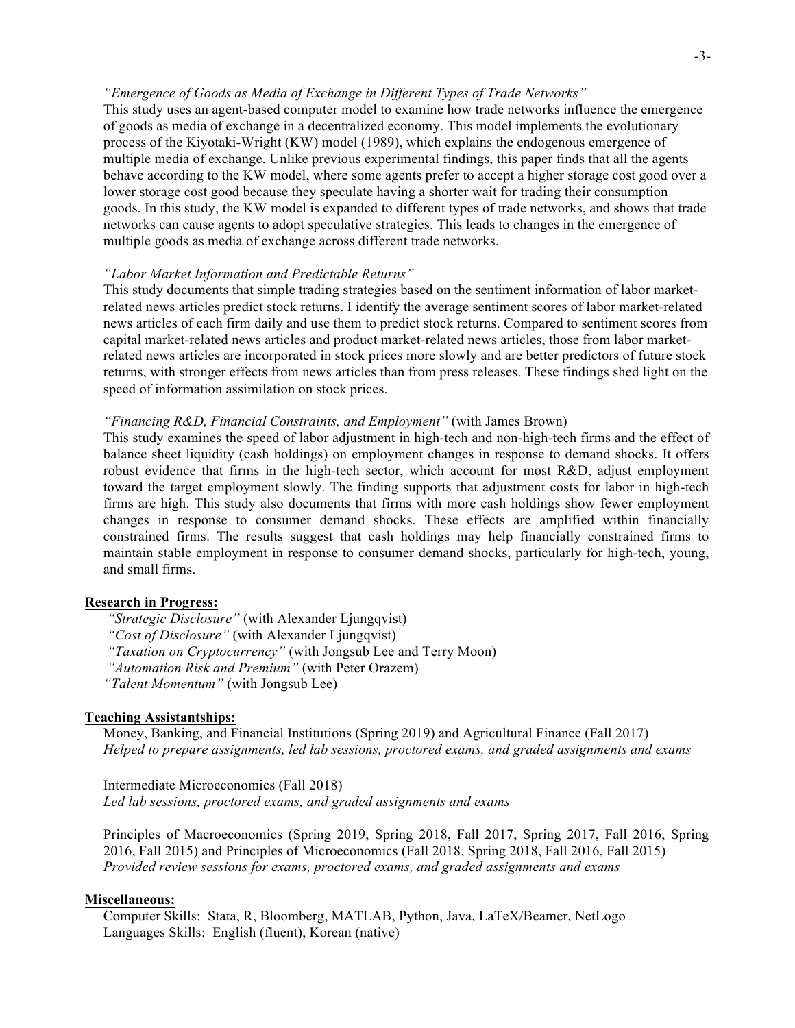*"Emergence of Goods as Media of Exchange in Different Types of Trade Networks"*

This study uses an agent-based computer model to examine how trade networks influence the emergence of goods as media of exchange in a decentralized economy. This model implements the evolutionary process of the Kiyotaki-Wright (KW) model (1989), which explains the endogenous emergence of multiple media of exchange. Unlike previous experimental findings, this paper finds that all the agents behave according to the KW model, where some agents prefer to accept a higher storage cost good over a lower storage cost good because they speculate having a shorter wait for trading their consumption goods. In this study, the KW model is expanded to different types of trade networks, and shows that trade networks can cause agents to adopt speculative strategies. This leads to changes in the emergence of multiple goods as media of exchange across different trade networks.

*"Labor Market Information and Predictable Returns"*

This study documents that simple trading strategies based on the sentiment information of labor market-related news articles predict stock returns. I identify the average sentiment scores of labor market-related news articles of each firm daily and use them to predict stock returns. Compared to sentiment scores from capital market-related news articles and product market-related news articles, those from labor market-related news articles are incorporated in stock prices more slowly and are better predictors of future stock returns, with stronger effects from news articles than from press releases. These findings shed light on the speed of information assimilation on stock prices.

*"Financing R&D, Financial Constraints, and Employment"* (with James Brown)

This study examines the speed of labor adjustment in high-tech and non-high-tech firms and the effect of balance sheet liquidity (cash holdings) on employment changes in response to demand shocks. It offers robust evidence that firms in the high-tech sector, which account for most R&D, adjust employment toward the target employment slowly. The finding supports that adjustment costs for labor in high-tech firms are high. This study also documents that firms with more cash holdings show fewer employment changes in response to consumer demand shocks. These effects are amplified within financially constrained firms. The results suggest that cash holdings may help financially constrained firms to maintain stable employment in response to consumer demand shocks, particularly for high-tech, young, and small firms.

**Research in Progress:**

*"Strategic Disclosure"* (with Alexander Ljungqvist)
*"Cost of Disclosure"* (with Alexander Ljungqvist)
*"Taxation on Cryptocurrency"* (with Jongsub Lee and Terry Moon)
*"Automation Risk and Premium"* (with Peter Orazem)
*"Talent Momentum"* (with Jongsub Lee)

**Teaching Assistantships:**

Money, Banking, and Financial Institutions (Spring 2019) and Agricultural Finance (Fall 2017)
*Helped to prepare assignments, led lab sessions, proctored exams, and graded assignments and exams*

Intermediate Microeconomics (Fall 2018)
*Led lab sessions, proctored exams, and graded assignments and exams*

Principles of Macroeconomics (Spring 2019, Spring 2018, Fall 2017, Spring 2017, Fall 2016, Spring 2016, Fall 2015) and Principles of Microeconomics (Fall 2018, Spring 2018, Fall 2016, Fall 2015)
*Provided review sessions for exams, proctored exams, and graded assignments and exams*

**Miscellaneous:**

Computer Skills: Stata, R, Bloomberg, MATLAB, Python, Java, LaTeX/Beamer, NetLogo
Languages Skills: English (fluent), Korean (native)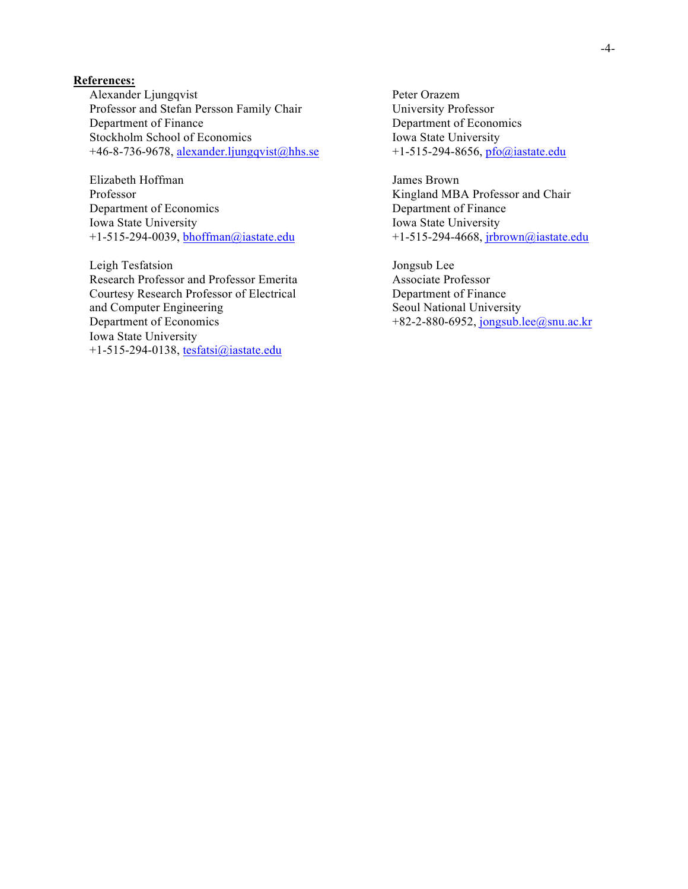**References:**

Alexander Ljungqvist
Professor and Stefan Persson Family Chair
Department of Finance
Stockholm School of Economics
+46-8-736-9678, alexander.ljungqvist@hhs.se

Elizabeth Hoffman
Professor
Department of Economics
Iowa State University
+1-515-294-0039, bhoffman@iastate.edu

Leigh Tesfatsion
Research Professor and Professor Emerita
Courtesy Research Professor of Electrical and Computer Engineering
Department of Economics
Iowa State University
+1-515-294-0138, tesfatsi@iastate.edu

Peter Orazem
University Professor
Department of Economics
Iowa State University
+1-515-294-8656, pfo@iastate.edu

James Brown
Kingland MBA Professor and Chair
Department of Finance
Iowa State University
+1-515-294-4668, jrbrown@iastate.edu

Jongsub Lee
Associate Professor
Department of Finance
Seoul National University
+82-2-880-6952, jongsub.lee@snu.ac.kr